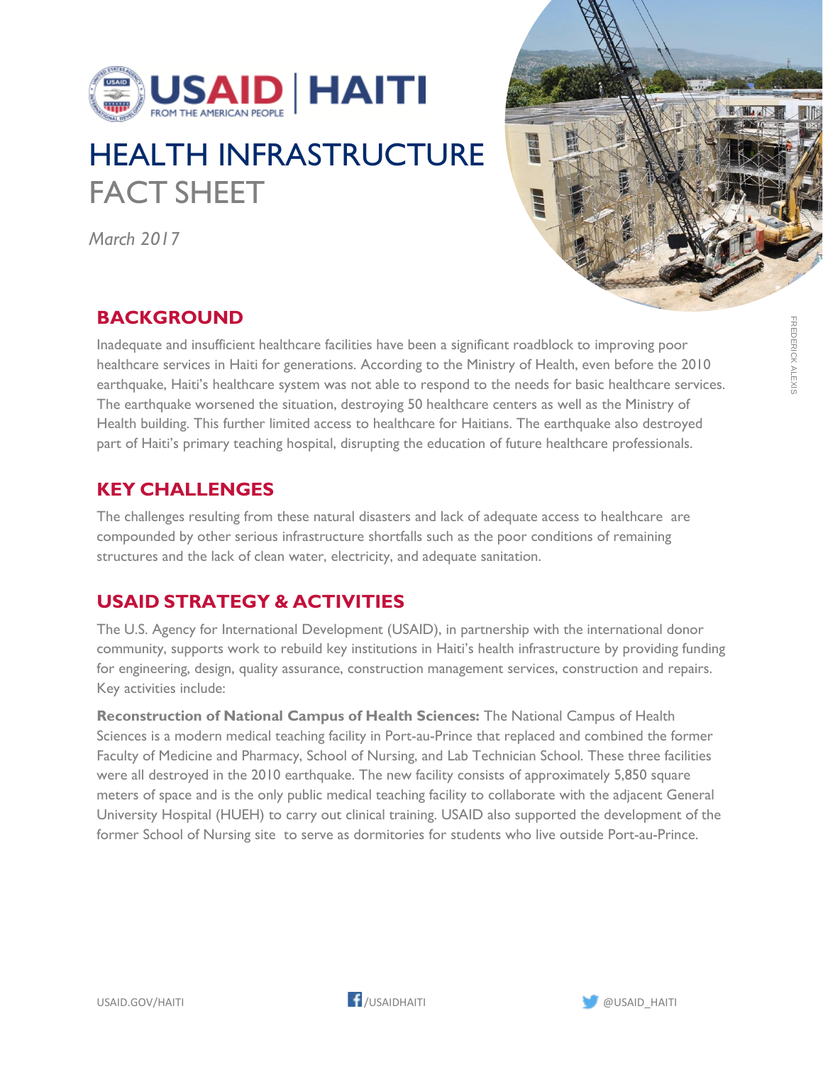# USAID | HAITI

FROM THE AMERICAN PEOPLE

# HEALTH INFRASTRUCTURE FACT SHEET

*March 2017*

FREDERICK ALEXIS

## BACKGROUND

Inadequate and insufficient healthcare facilities have been a significant roadblock to improving poor healthcare services in Haiti for generations. According to the Ministry of Health, even before the 2010 earthquake, Haiti's healthcare system was not able to respond to the needs for basic healthcare services. The earthquake worsened the situation, destroying 50 healthcare centers as well as the Ministry of Health building. This further limited access to healthcare for Haitians. The earthquake also destroyed part of Haiti's primary teaching hospital, disrupting the education of future healthcare professionals.

## KEY CHALLENGES

The challenges resulting from these natural disasters and lack of adequate access to healthcare are compounded by other serious infrastructure shortfalls such as the poor conditions of remaining structures and the lack of clean water, electricity, and adequate sanitation.

## USAID STRATEGY & ACTIVITIES

The U.S. Agency for International Development (USAID), in partnership with the international donor community, supports work to rebuild key institutions in Haiti's health infrastructure by providing funding for engineering, design, quality assurance, construction management services, construction and repairs. Key activities include:

**Reconstruction of National Campus of Health Sciences:** The National Campus of Health Sciences is a modern medical teaching facility in Port-au-Prince that replaced and combined the former Faculty of Medicine and Pharmacy, School of Nursing, and Lab Technician School. These three facilities were all destroyed in the 2010 earthquake. The new facility consists of approximately 5,850 square meters of space and is the only public medical teaching facility to collaborate with the adjacent General University Hospital (HUEH) to carry out clinical training. USAID also supported the development of the former School of Nursing site to serve as dormitories for students who live outside Port-au-Prince.

USAID.GOV/HAITI /USAIDHAITI @USAID_HAITI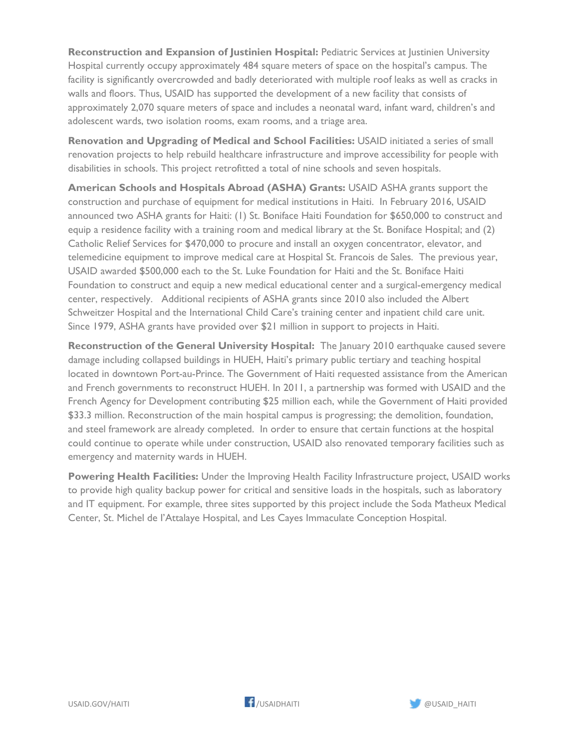**Reconstruction and Expansion of Justinien Hospital:** Pediatric Services at Justinien University Hospital currently occupy approximately 484 square meters of space on the hospital's campus. The facility is significantly overcrowded and badly deteriorated with multiple roof leaks as well as cracks in walls and floors. Thus, USAID has supported the development of a new facility that consists of approximately 2,070 square meters of space and includes a neonatal ward, infant ward, children's and adolescent wards, two isolation rooms, exam rooms, and a triage area.

**Renovation and Upgrading of Medical and School Facilities:** USAID initiated a series of small renovation projects to help rebuild healthcare infrastructure and improve accessibility for people with disabilities in schools. This project retrofitted a total of nine schools and seven hospitals.

**American Schools and Hospitals Abroad (ASHA) Grants:** USAID ASHA grants support the construction and purchase of equipment for medical institutions in Haiti. In February 2016, USAID announced two ASHA grants for Haiti: (1) St. Boniface Haiti Foundation for $650,000 to construct and equip a residence facility with a training room and medical library at the St. Boniface Hospital; and (2) Catholic Relief Services for $470,000 to procure and install an oxygen concentrator, elevator, and telemedicine equipment to improve medical care at Hospital St. Francois de Sales. The previous year, USAID awarded $500,000 each to the St. Luke Foundation for Haiti and the St. Boniface Haiti Foundation to construct and equip a new medical educational center and a surgical-emergency medical center, respectively. Additional recipients of ASHA grants since 2010 also included the Albert Schweitzer Hospital and the International Child Care's training center and inpatient child care unit. Since 1979, ASHA grants have provided over $21 million in support to projects in Haiti.

**Reconstruction of the General University Hospital:** The January 2010 earthquake caused severe damage including collapsed buildings in HUEH, Haiti's primary public tertiary and teaching hospital located in downtown Port-au-Prince. The Government of Haiti requested assistance from the American and French governments to reconstruct HUEH. In 2011, a partnership was formed with USAID and the French Agency for Development contributing $25 million each, while the Government of Haiti provided $33.3 million. Reconstruction of the main hospital campus is progressing; the demolition, foundation, and steel framework are already completed. In order to ensure that certain functions at the hospital could continue to operate while under construction, USAID also renovated temporary facilities such as emergency and maternity wards in HUEH.

**Powering Health Facilities:** Under the Improving Health Facility Infrastructure project, USAID works to provide high quality backup power for critical and sensitive loads in the hospitals, such as laboratory and IT equipment. For example, three sites supported by this project include the Soda Matheux Medical Center, St. Michel de l'Attalaye Hospital, and Les Cayes Immaculate Conception Hospital.